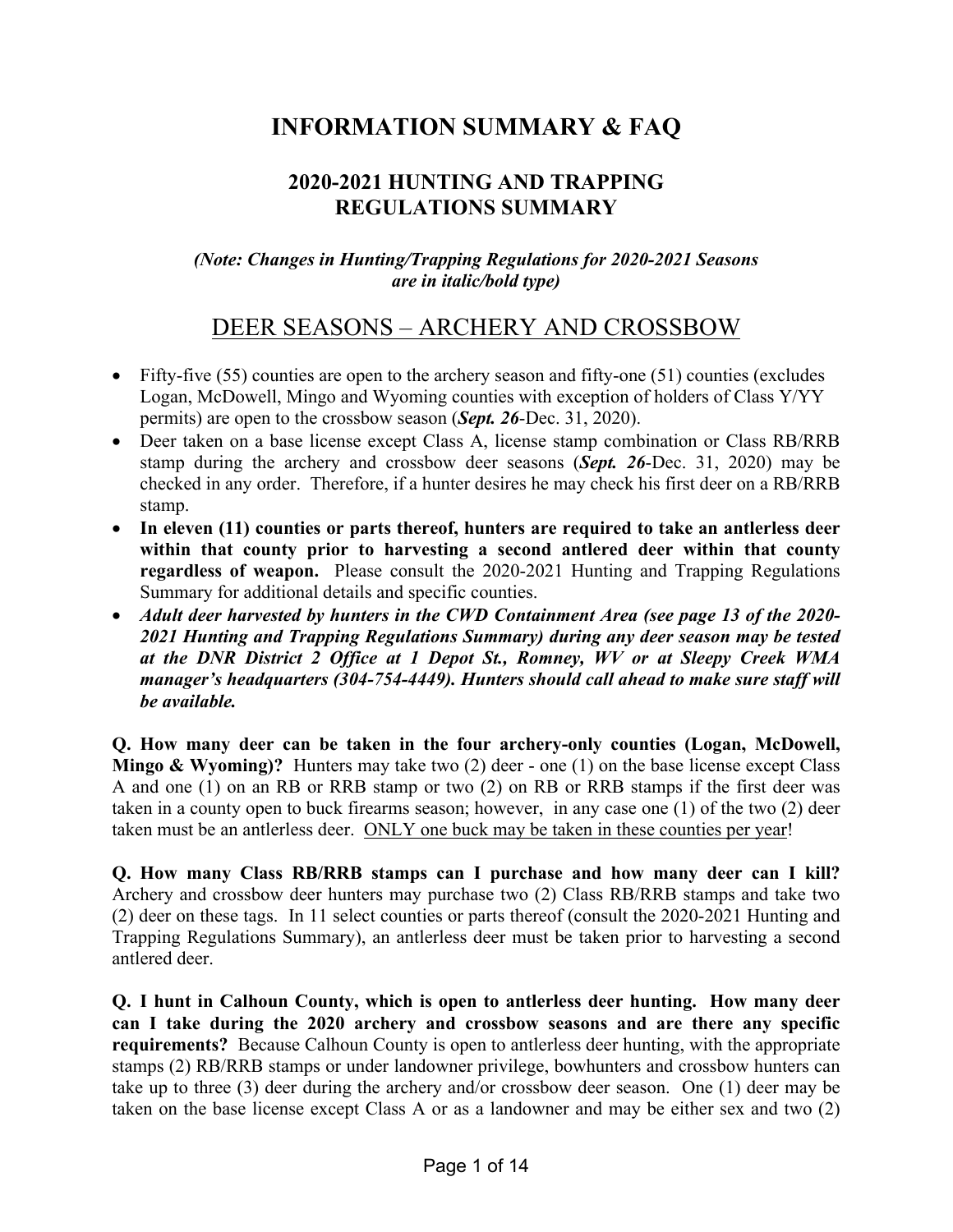# INFORMATION SUMMARY & FAQ

## 2020-2021 HUNTING AND TRAPPING REGULATIONS SUMMARY

***(Note: Changes in Hunting/Trapping Regulations for 2020-2021 Seasons are in italic/bold type)***

## DEER SEASONS – ARCHERY AND CROSSBOW

- Fifty-five (55) counties are open to the archery season and fifty-one (51) counties (excludes Logan, McDowell, Mingo and Wyoming counties with exception of holders of Class Y/YY permits) are open to the crossbow season (***Sept. 26***-Dec. 31, 2020).
- Deer taken on a base license except Class A, license stamp combination or Class RB/RRB stamp during the archery and crossbow deer seasons (***Sept. 26***-Dec. 31, 2020) may be checked in any order. Therefore, if a hunter desires he may check his first deer on a RB/RRB stamp.
- **In eleven (11) counties or parts thereof, hunters are required to take an antlerless deer within that county prior to harvesting a second antlered deer within that county regardless of weapon.** Please consult the 2020-2021 Hunting and Trapping Regulations Summary for additional details and specific counties.
- ***Adult deer harvested by hunters in the CWD Containment Area (see page 13 of the 2020-2021 Hunting and Trapping Regulations Summary) during any deer season may be tested at the DNR District 2 Office at 1 Depot St., Romney, WV or at Sleepy Creek WMA manager's headquarters (304-754-4449). Hunters should call ahead to make sure staff will be available.***

**Q. How many deer can be taken in the four archery-only counties (Logan, McDowell, Mingo & Wyoming)?** Hunters may take two (2) deer - one (1) on the base license except Class A and one (1) on an RB or RRB stamp or two (2) on RB or RRB stamps if the first deer was taken in a county open to buck firearms season; however, in any case one (1) of the two (2) deer taken must be an antlerless deer. <u>ONLY one buck may be taken in these counties per year</u>!

**Q. How many Class RB/RRB stamps can I purchase and how many deer can I kill?** Archery and crossbow deer hunters may purchase two (2) Class RB/RRB stamps and take two (2) deer on these tags. In 11 select counties or parts thereof (consult the 2020-2021 Hunting and Trapping Regulations Summary), an antlerless deer must be taken prior to harvesting a second antlered deer.

**Q. I hunt in Calhoun County, which is open to antlerless deer hunting. How many deer can I take during the 2020 archery and crossbow seasons and are there any specific requirements?** Because Calhoun County is open to antlerless deer hunting, with the appropriate stamps (2) RB/RRB stamps or under landowner privilege, bowhunters and crossbow hunters can take up to three (3) deer during the archery and/or crossbow deer season. One (1) deer may be taken on the base license except Class A or as a landowner and may be either sex and two (2)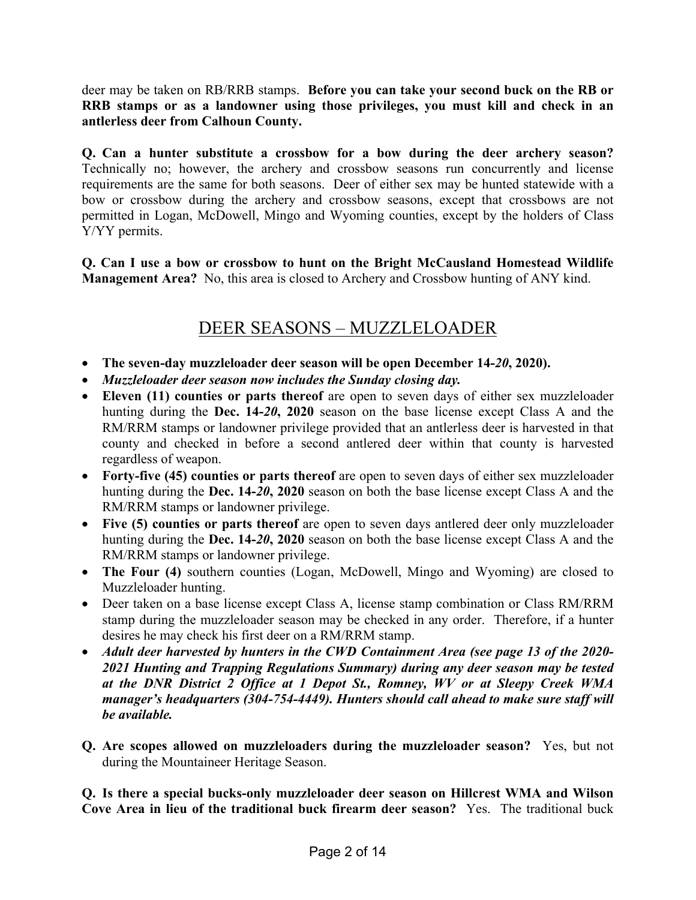deer may be taken on RB/RRB stamps. **Before you can take your second buck on the RB or RRB stamps or as a landowner using those privileges, you must kill and check in an antlerless deer from Calhoun County.**

**Q. Can a hunter substitute a crossbow for a bow during the deer archery season?** Technically no; however, the archery and crossbow seasons run concurrently and license requirements are the same for both seasons. Deer of either sex may be hunted statewide with a bow or crossbow during the archery and crossbow seasons, except that crossbows are not permitted in Logan, McDowell, Mingo and Wyoming counties, except by the holders of Class Y/YY permits.

**Q. Can I use a bow or crossbow to hunt on the Bright McCausland Homestead Wildlife Management Area?** No, this area is closed to Archery and Crossbow hunting of ANY kind.

## DEER SEASONS – MUZZLELOADER

- **The seven-day muzzleloader deer season will be open December 14-*20*, 2020).**
- ***Muzzleloader deer season now includes the Sunday closing day.***
- **Eleven (11) counties or parts thereof** are open to seven days of either sex muzzleloader hunting during the **Dec. 14-*20*, 2020** season on the base license except Class A and the RM/RRM stamps or landowner privilege provided that an antlerless deer is harvested in that county and checked in before a second antlered deer within that county is harvested regardless of weapon.
- **Forty-five (45) counties or parts thereof** are open to seven days of either sex muzzleloader hunting during the **Dec. 14-*20*, 2020** season on both the base license except Class A and the RM/RRM stamps or landowner privilege.
- **Five (5) counties or parts thereof** are open to seven days antlered deer only muzzleloader hunting during the **Dec. 14-*20*, 2020** season on both the base license except Class A and the RM/RRM stamps or landowner privilege.
- **The Four (4)** southern counties (Logan, McDowell, Mingo and Wyoming) are closed to Muzzleloader hunting.
- Deer taken on a base license except Class A, license stamp combination or Class RM/RRM stamp during the muzzleloader season may be checked in any order. Therefore, if a hunter desires he may check his first deer on a RM/RRM stamp.
- ***Adult deer harvested by hunters in the CWD Containment Area (see page 13 of the 2020-2021 Hunting and Trapping Regulations Summary) during any deer season may be tested at the DNR District 2 Office at 1 Depot St., Romney, WV or at Sleepy Creek WMA manager's headquarters (304-754-4449). Hunters should call ahead to make sure staff will be available.***

**Q. Are scopes allowed on muzzleloaders during the muzzleloader season?** Yes, but not during the Mountaineer Heritage Season.

**Q. Is there a special bucks-only muzzleloader deer season on Hillcrest WMA and Wilson Cove Area in lieu of the traditional buck firearm deer season?** Yes. The traditional buck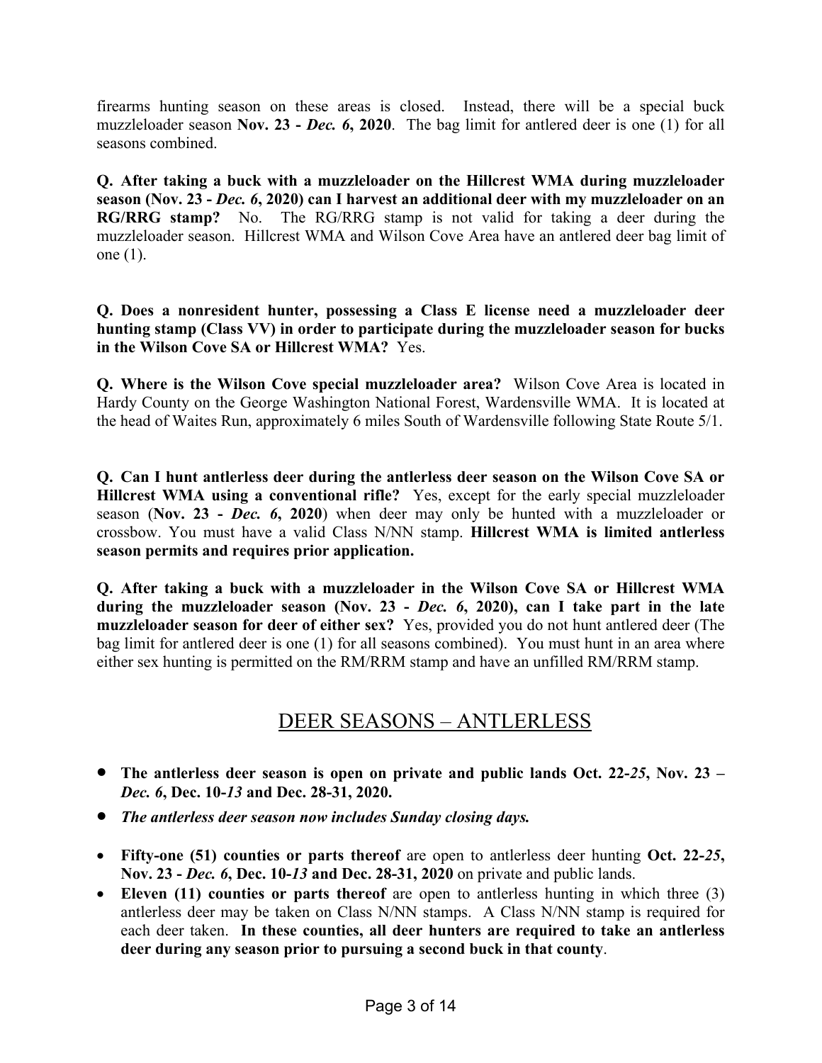firearms hunting season on these areas is closed. Instead, there will be a special buck muzzleloader season **Nov. 23 - *Dec. 6*, 2020**. The bag limit for antlered deer is one (1) for all seasons combined.

**Q. After taking a buck with a muzzleloader on the Hillcrest WMA during muzzleloader season (Nov. 23 - *Dec. 6*, 2020) can I harvest an additional deer with my muzzleloader on an RG/RRG stamp?** No. The RG/RRG stamp is not valid for taking a deer during the muzzleloader season. Hillcrest WMA and Wilson Cove Area have an antlered deer bag limit of one (1).

**Q. Does a nonresident hunter, possessing a Class E license need a muzzleloader deer hunting stamp (Class VV) in order to participate during the muzzleloader season for bucks in the Wilson Cove SA or Hillcrest WMA?** Yes.

**Q. Where is the Wilson Cove special muzzleloader area?** Wilson Cove Area is located in Hardy County on the George Washington National Forest, Wardensville WMA. It is located at the head of Waites Run, approximately 6 miles South of Wardensville following State Route 5/1.

**Q. Can I hunt antlerless deer during the antlerless deer season on the Wilson Cove SA or Hillcrest WMA using a conventional rifle?** Yes, except for the early special muzzleloader season (**Nov. 23 - *Dec. 6*, 2020**) when deer may only be hunted with a muzzleloader or crossbow. You must have a valid Class N/NN stamp. **Hillcrest WMA is limited antlerless season permits and requires prior application.**

**Q. After taking a buck with a muzzleloader in the Wilson Cove SA or Hillcrest WMA during the muzzleloader season (Nov. 23 - *Dec. 6*, 2020), can I take part in the late muzzleloader season for deer of either sex?** Yes, provided you do not hunt antlered deer (The bag limit for antlered deer is one (1) for all seasons combined). You must hunt in an area where either sex hunting is permitted on the RM/RRM stamp and have an unfilled RM/RRM stamp.

## DEER SEASONS – ANTLERLESS

- **The antlerless deer season is open on private and public lands Oct. 22-*25*, Nov. 23 – *Dec. 6*, Dec. 10-*13* and Dec. 28-31, 2020.**
- ***The antlerless deer season now includes Sunday closing days.***
- **Fifty-one (51) counties or parts thereof** are open to antlerless deer hunting **Oct. 22-*25*, Nov. 23 - *Dec. 6*, Dec. 10-*13* and Dec. 28-31, 2020** on private and public lands.
- **Eleven (11) counties or parts thereof** are open to antlerless hunting in which three (3) antlerless deer may be taken on Class N/NN stamps. A Class N/NN stamp is required for each deer taken. **In these counties, all deer hunters are required to take an antlerless deer during any season prior to pursuing a second buck in that county**.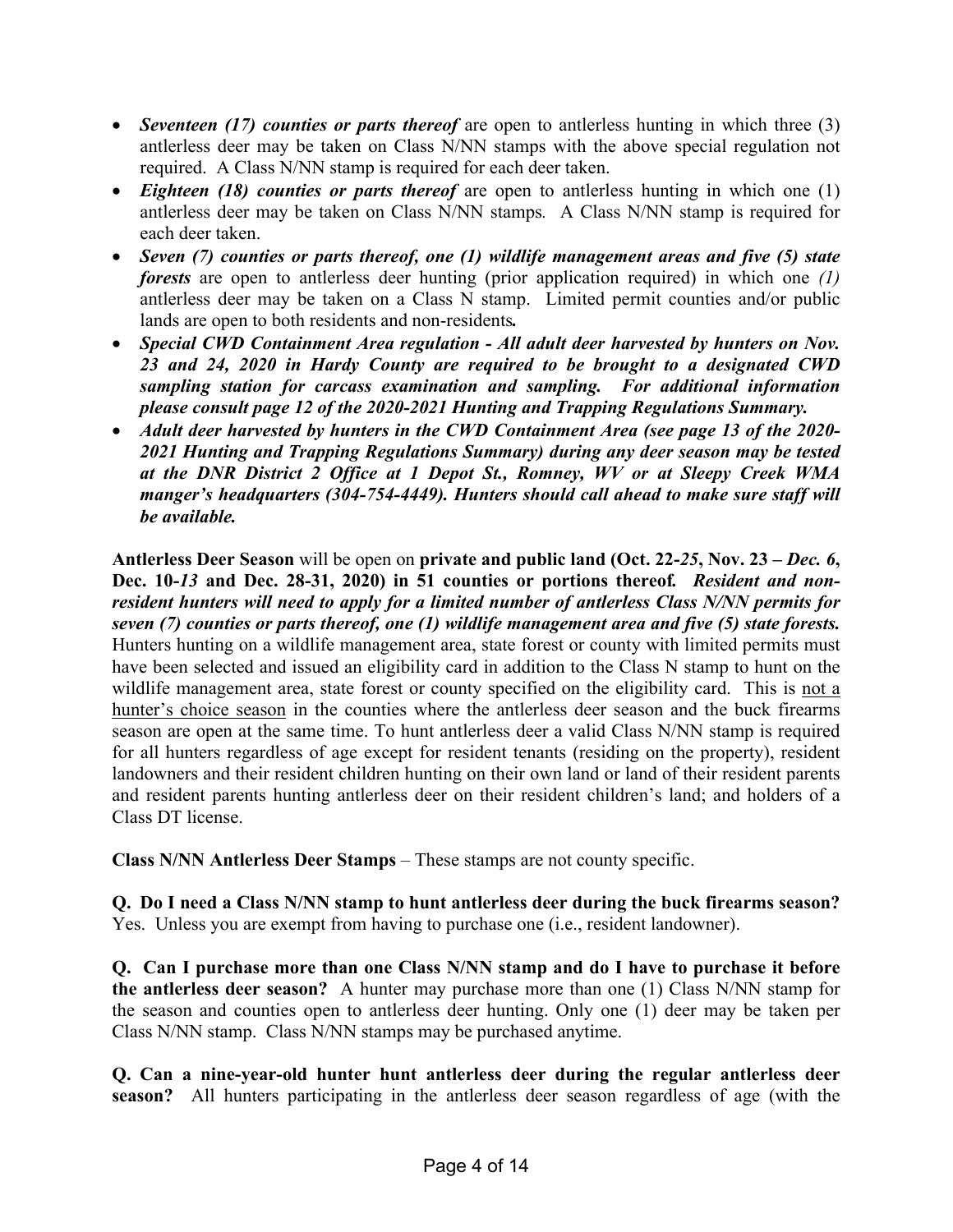- ***Seventeen (17) counties or parts thereof*** are open to antlerless hunting in which three (3) antlerless deer may be taken on Class N/NN stamps with the above special regulation not required. A Class N/NN stamp is required for each deer taken.
- ***Eighteen (18) counties or parts thereof*** are open to antlerless hunting in which one (1) antlerless deer may be taken on Class N/NN stamps. A Class N/NN stamp is required for each deer taken.
- ***Seven (7) counties or parts thereof, one (1) wildlife management areas and five (5) state forests*** are open to antlerless deer hunting (prior application required) in which one *(1)* antlerless deer may be taken on a Class N stamp. Limited permit counties and/or public lands are open to both residents and non-residents***.***
- ***Special CWD Containment Area regulation - All adult deer harvested by hunters on Nov. 23 and 24, 2020 in Hardy County are required to be brought to a designated CWD sampling station for carcass examination and sampling. For additional information please consult page 12 of the 2020-2021 Hunting and Trapping Regulations Summary.***
- ***Adult deer harvested by hunters in the CWD Containment Area (see page 13 of the 2020-2021 Hunting and Trapping Regulations Summary) during any deer season may be tested at the DNR District 2 Office at 1 Depot St., Romney, WV or at Sleepy Creek WMA manger's headquarters (304-754-4449). Hunters should call ahead to make sure staff will be available.***

**Antlerless Deer Season** will be open on **private and public land (Oct. 22-*25*, Nov. 23 – *Dec. 6*, Dec. 10-*13* and Dec. 28-31, 2020) in 51 counties or portions thereof*.*** ***Resident and non-resident hunters will need to apply for a limited number of antlerless Class N/NN permits for seven (7) counties or parts thereof, one (1) wildlife management area and five (5) state forests.*** Hunters hunting on a wildlife management area, state forest or county with limited permits must have been selected and issued an eligibility card in addition to the Class N stamp to hunt on the wildlife management area, state forest or county specified on the eligibility card. This is <u>not a hunter's choice season</u> in the counties where the antlerless deer season and the buck firearms season are open at the same time. To hunt antlerless deer a valid Class N/NN stamp is required for all hunters regardless of age except for resident tenants (residing on the property), resident landowners and their resident children hunting on their own land or land of their resident parents and resident parents hunting antlerless deer on their resident children's land; and holders of a Class DT license.

**Class N/NN Antlerless Deer Stamps** – These stamps are not county specific.

**Q. Do I need a Class N/NN stamp to hunt antlerless deer during the buck firearms season?** Yes. Unless you are exempt from having to purchase one (i.e., resident landowner).

**Q. Can I purchase more than one Class N/NN stamp and do I have to purchase it before the antlerless deer season?** A hunter may purchase more than one (1) Class N/NN stamp for the season and counties open to antlerless deer hunting. Only one (1) deer may be taken per Class N/NN stamp. Class N/NN stamps may be purchased anytime.

**Q. Can a nine-year-old hunter hunt antlerless deer during the regular antlerless deer season?** All hunters participating in the antlerless deer season regardless of age (with the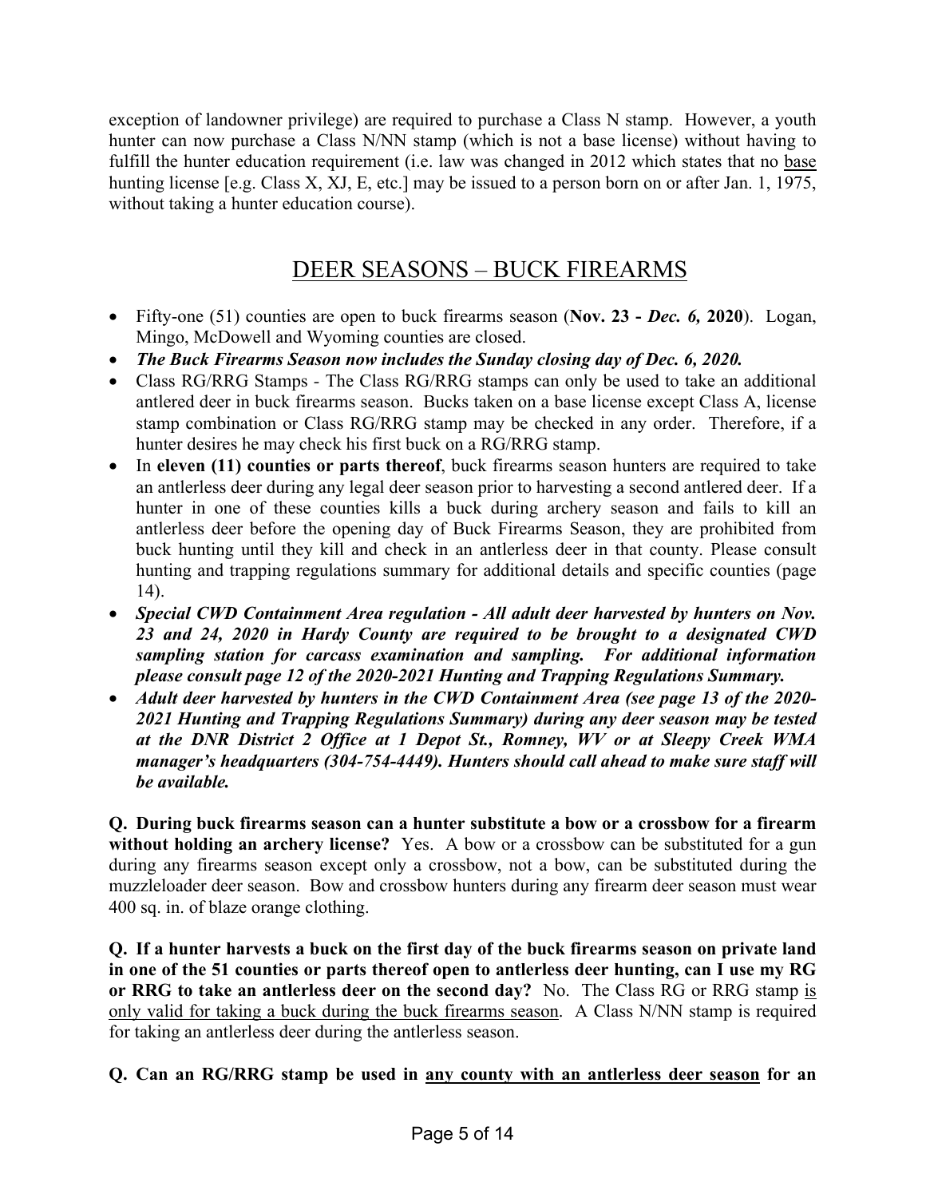exception of landowner privilege) are required to purchase a Class N stamp. However, a youth hunter can now purchase a Class N/NN stamp (which is not a base license) without having to fulfill the hunter education requirement (i.e. law was changed in 2012 which states that no <u>base</u> hunting license [e.g. Class X, XJ, E, etc.] may be issued to a person born on or after Jan. 1, 1975, without taking a hunter education course).

## DEER SEASONS – BUCK FIREARMS

- Fifty-one (51) counties are open to buck firearms season (**Nov. 23 -** ***Dec. 6,*** **2020**). Logan, Mingo, McDowell and Wyoming counties are closed.
- ***The Buck Firearms Season now includes the Sunday closing day of Dec. 6, 2020.***
- Class RG/RRG Stamps - The Class RG/RRG stamps can only be used to take an additional antlered deer in buck firearms season. Bucks taken on a base license except Class A, license stamp combination or Class RG/RRG stamp may be checked in any order. Therefore, if a hunter desires he may check his first buck on a RG/RRG stamp.
- In **eleven (11) counties or parts thereof**, buck firearms season hunters are required to take an antlerless deer during any legal deer season prior to harvesting a second antlered deer. If a hunter in one of these counties kills a buck during archery season and fails to kill an antlerless deer before the opening day of Buck Firearms Season, they are prohibited from buck hunting until they kill and check in an antlerless deer in that county. Please consult hunting and trapping regulations summary for additional details and specific counties (page 14).
- ***Special CWD Containment Area regulation - All adult deer harvested by hunters on Nov. 23 and 24, 2020 in Hardy County are required to be brought to a designated CWD sampling station for carcass examination and sampling. For additional information please consult page 12 of the 2020-2021 Hunting and Trapping Regulations Summary.***
- ***Adult deer harvested by hunters in the CWD Containment Area (see page 13 of the 2020-2021 Hunting and Trapping Regulations Summary) during any deer season may be tested at the DNR District 2 Office at 1 Depot St., Romney, WV or at Sleepy Creek WMA manager's headquarters (304-754-4449). Hunters should call ahead to make sure staff will be available.***

**Q. During buck firearms season can a hunter substitute a bow or a crossbow for a firearm without holding an archery license?** Yes. A bow or a crossbow can be substituted for a gun during any firearms season except only a crossbow, not a bow, can be substituted during the muzzleloader deer season. Bow and crossbow hunters during any firearm deer season must wear 400 sq. in. of blaze orange clothing.

**Q. If a hunter harvests a buck on the first day of the buck firearms season on private land in one of the 51 counties or parts thereof open to antlerless deer hunting, can I use my RG or RRG to take an antlerless deer on the second day?** No. The Class RG or RRG stamp <u>is only valid for taking a buck during the buck firearms season</u>. A Class N/NN stamp is required for taking an antlerless deer during the antlerless season.

**Q. Can an RG/RRG stamp be used in <u>any county with an antlerless deer season</u> for an**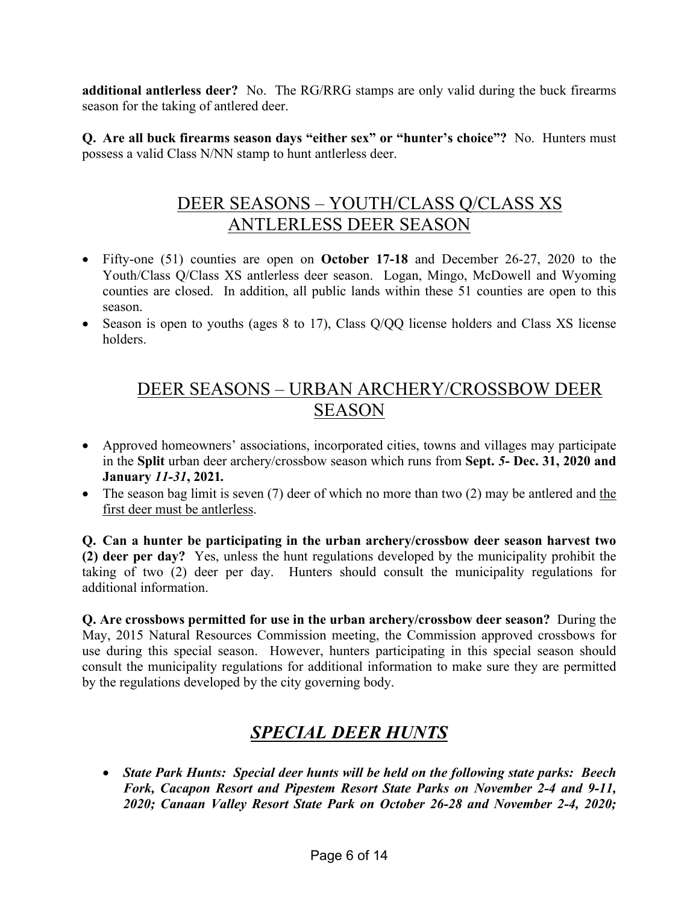**additional antlerless deer?** No. The RG/RRG stamps are only valid during the buck firearms season for the taking of antlered deer.

**Q. Are all buck firearms season days "either sex" or "hunter's choice"?** No. Hunters must possess a valid Class N/NN stamp to hunt antlerless deer.

## DEER SEASONS – YOUTH/CLASS Q/CLASS XS ANTLERLESS DEER SEASON

- Fifty-one (51) counties are open on **October 17-18** and December 26-27, 2020 to the Youth/Class Q/Class XS antlerless deer season. Logan, Mingo, McDowell and Wyoming counties are closed. In addition, all public lands within these 51 counties are open to this season.
- Season is open to youths (ages 8 to 17), Class Q/QQ license holders and Class XS license holders.

## DEER SEASONS – URBAN ARCHERY/CROSSBOW DEER SEASON

- Approved homeowners' associations, incorporated cities, towns and villages may participate in the **Split** urban deer archery/crossbow season which runs from **Sept.** ***5*****- Dec. 31, 2020 and January** ***11-31*****, 2021.**
- The season bag limit is seven (7) deer of which no more than two (2) may be antlered and <u>the first deer must be antlerless</u>.

**Q. Can a hunter be participating in the urban archery/crossbow deer season harvest two (2) deer per day?** Yes, unless the hunt regulations developed by the municipality prohibit the taking of two (2) deer per day. Hunters should consult the municipality regulations for additional information.

**Q. Are crossbows permitted for use in the urban archery/crossbow deer season?** During the May, 2015 Natural Resources Commission meeting, the Commission approved crossbows for use during this special season. However, hunters participating in this special season should consult the municipality regulations for additional information to make sure they are permitted by the regulations developed by the city governing body.

## ***SPECIAL DEER HUNTS***

- ***State Park Hunts: Special deer hunts will be held on the following state parks: Beech Fork, Cacapon Resort and Pipestem Resort State Parks on November 2-4 and 9-11, 2020; Canaan Valley Resort State Park on October 26-28 and November 2-4, 2020;***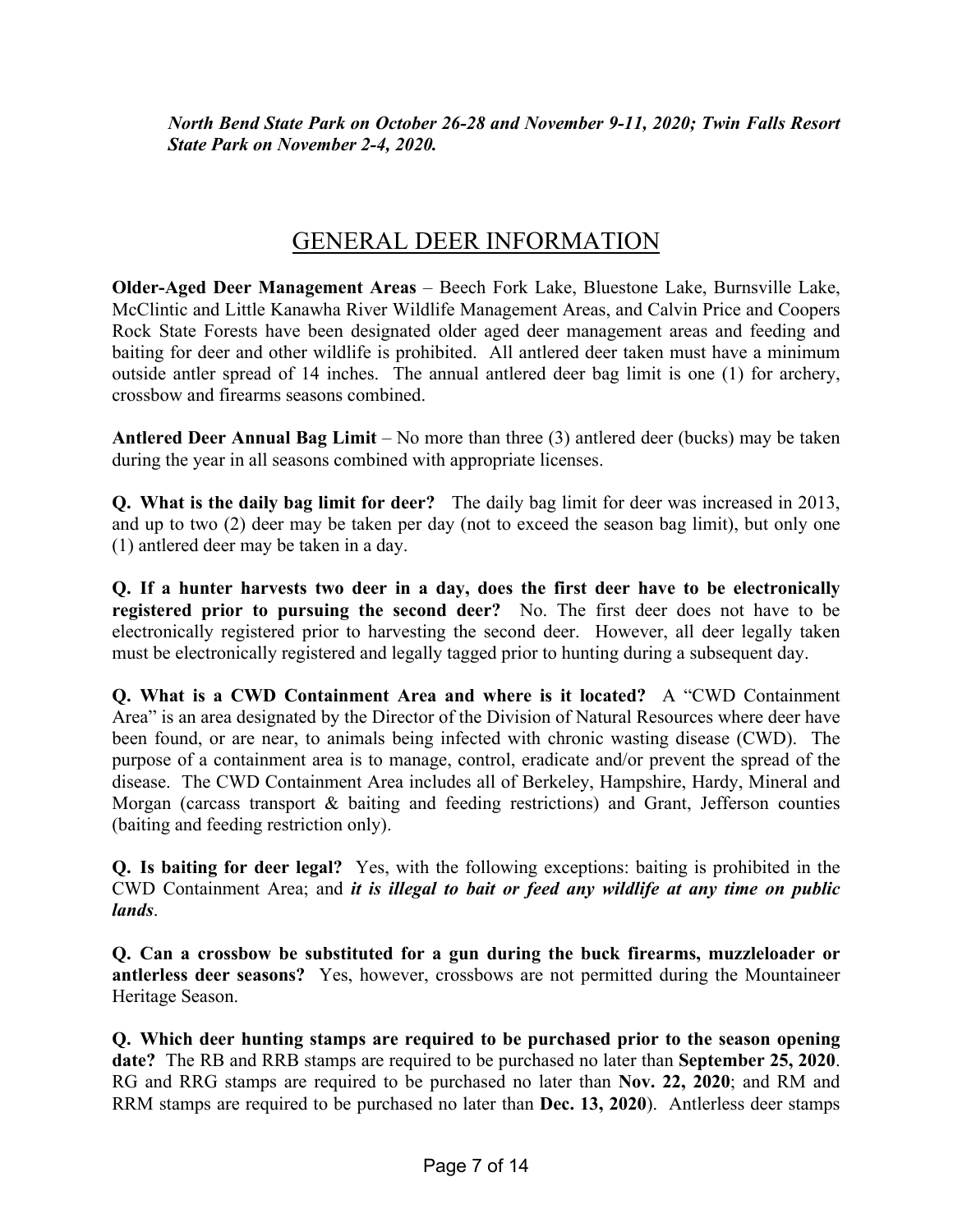***North Bend State Park on October 26-28 and November 9-11, 2020; Twin Falls Resort State Park on November 2-4, 2020.***

## GENERAL DEER INFORMATION

**Older-Aged Deer Management Areas** – Beech Fork Lake, Bluestone Lake, Burnsville Lake, McClintic and Little Kanawha River Wildlife Management Areas, and Calvin Price and Coopers Rock State Forests have been designated older aged deer management areas and feeding and baiting for deer and other wildlife is prohibited. All antlered deer taken must have a minimum outside antler spread of 14 inches. The annual antlered deer bag limit is one (1) for archery, crossbow and firearms seasons combined.

**Antlered Deer Annual Bag Limit** – No more than three (3) antlered deer (bucks) may be taken during the year in all seasons combined with appropriate licenses.

**Q. What is the daily bag limit for deer?** The daily bag limit for deer was increased in 2013, and up to two (2) deer may be taken per day (not to exceed the season bag limit), but only one (1) antlered deer may be taken in a day.

**Q. If a hunter harvests two deer in a day, does the first deer have to be electronically registered prior to pursuing the second deer?** No. The first deer does not have to be electronically registered prior to harvesting the second deer. However, all deer legally taken must be electronically registered and legally tagged prior to hunting during a subsequent day.

**Q. What is a CWD Containment Area and where is it located?** A "CWD Containment Area" is an area designated by the Director of the Division of Natural Resources where deer have been found, or are near, to animals being infected with chronic wasting disease (CWD). The purpose of a containment area is to manage, control, eradicate and/or prevent the spread of the disease. The CWD Containment Area includes all of Berkeley, Hampshire, Hardy, Mineral and Morgan (carcass transport & baiting and feeding restrictions) and Grant, Jefferson counties (baiting and feeding restriction only).

**Q. Is baiting for deer legal?** Yes, with the following exceptions: baiting is prohibited in the CWD Containment Area; and ***it is illegal to bait or feed any wildlife at any time on public lands***.

**Q. Can a crossbow be substituted for a gun during the buck firearms, muzzleloader or antlerless deer seasons?** Yes, however, crossbows are not permitted during the Mountaineer Heritage Season.

**Q. Which deer hunting stamps are required to be purchased prior to the season opening date?** The RB and RRB stamps are required to be purchased no later than **September 25, 2020**. RG and RRG stamps are required to be purchased no later than **Nov. 22, 2020**; and RM and RRM stamps are required to be purchased no later than **Dec. 13, 2020**). Antlerless deer stamps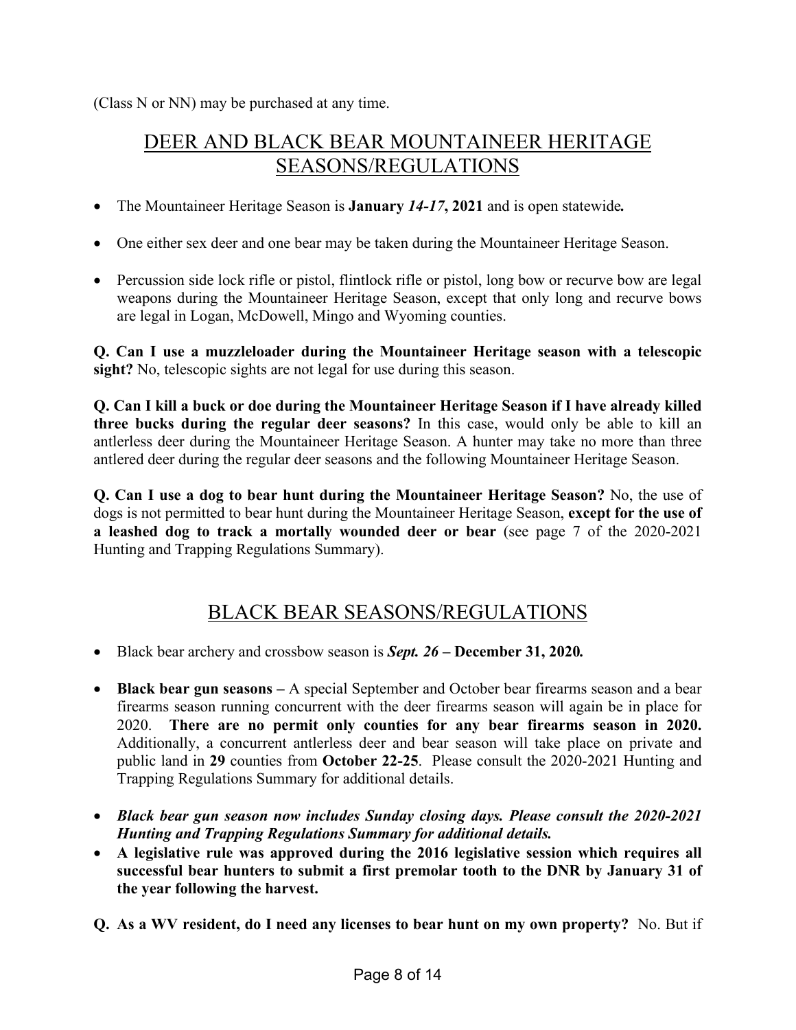(Class N or NN) may be purchased at any time.

## DEER AND BLACK BEAR MOUNTAINEER HERITAGE SEASONS/REGULATIONS

- The Mountaineer Heritage Season is **January *14-17*, 2021** and is open statewide***.***
- One either sex deer and one bear may be taken during the Mountaineer Heritage Season.
- Percussion side lock rifle or pistol, flintlock rifle or pistol, long bow or recurve bow are legal weapons during the Mountaineer Heritage Season, except that only long and recurve bows are legal in Logan, McDowell, Mingo and Wyoming counties.

**Q. Can I use a muzzleloader during the Mountaineer Heritage season with a telescopic sight?** No, telescopic sights are not legal for use during this season.

**Q. Can I kill a buck or doe during the Mountaineer Heritage Season if I have already killed three bucks during the regular deer seasons?** In this case, would only be able to kill an antlerless deer during the Mountaineer Heritage Season. A hunter may take no more than three antlered deer during the regular deer seasons and the following Mountaineer Heritage Season.

**Q. Can I use a dog to bear hunt during the Mountaineer Heritage Season?** No, the use of dogs is not permitted to bear hunt during the Mountaineer Heritage Season, **except for the use of a leashed dog to track a mortally wounded deer or bear** (see page 7 of the 2020-2021 Hunting and Trapping Regulations Summary).

## BLACK BEAR SEASONS/REGULATIONS

- Black bear archery and crossbow season is ***Sept. 26* – December 31, 2020*.***
- **Black bear gun seasons –** A special September and October bear firearms season and a bear firearms season running concurrent with the deer firearms season will again be in place for 2020. **There are no permit only counties for any bear firearms season in 2020.** Additionally, a concurrent antlerless deer and bear season will take place on private and public land in **29** counties from **October 22-25**. Please consult the 2020-2021 Hunting and Trapping Regulations Summary for additional details.
- ***Black bear gun season now includes Sunday closing days. Please consult the 2020-2021 Hunting and Trapping Regulations Summary for additional details.***
- **A legislative rule was approved during the 2016 legislative session which requires all successful bear hunters to submit a first premolar tooth to the DNR by January 31 of the year following the harvest.**

**Q. As a WV resident, do I need any licenses to bear hunt on my own property?** No. But if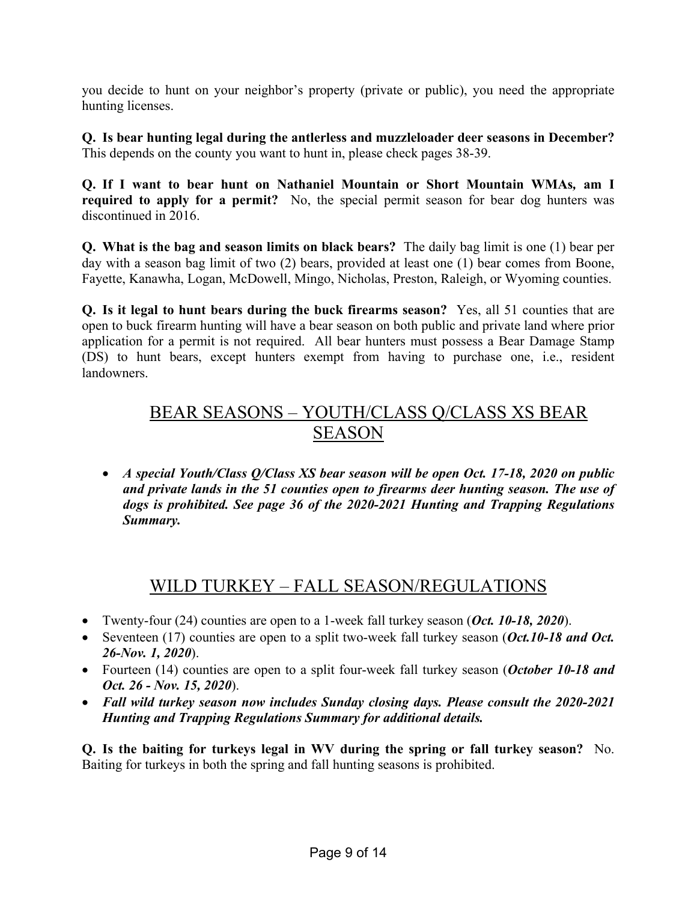you decide to hunt on your neighbor's property (private or public), you need the appropriate hunting licenses.

**Q. Is bear hunting legal during the antlerless and muzzleloader deer seasons in December?** This depends on the county you want to hunt in, please check pages 38-39.

**Q. If I want to bear hunt on Nathaniel Mountain or Short Mountain WMAs, am I required to apply for a permit?** No, the special permit season for bear dog hunters was discontinued in 2016.

**Q. What is the bag and season limits on black bears?** The daily bag limit is one (1) bear per day with a season bag limit of two (2) bears, provided at least one (1) bear comes from Boone, Fayette, Kanawha, Logan, McDowell, Mingo, Nicholas, Preston, Raleigh, or Wyoming counties.

**Q. Is it legal to hunt bears during the buck firearms season?** Yes, all 51 counties that are open to buck firearm hunting will have a bear season on both public and private land where prior application for a permit is not required. All bear hunters must possess a Bear Damage Stamp (DS) to hunt bears, except hunters exempt from having to purchase one, i.e., resident landowners.

## BEAR SEASONS – YOUTH/CLASS Q/CLASS XS BEAR SEASON

- ***A special Youth/Class Q/Class XS bear season will be open Oct. 17-18, 2020 on public and private lands in the 51 counties open to firearms deer hunting season. The use of dogs is prohibited. See page 36 of the 2020-2021 Hunting and Trapping Regulations Summary.***

## WILD TURKEY – FALL SEASON/REGULATIONS

- Twenty-four (24) counties are open to a 1-week fall turkey season (***Oct. 10-18, 2020***).
- Seventeen (17) counties are open to a split two-week fall turkey season (***Oct.10-18 and Oct. 26-Nov. 1, 2020***).
- Fourteen (14) counties are open to a split four-week fall turkey season (***October 10-18 and Oct. 26 - Nov. 15, 2020***).
- ***Fall wild turkey season now includes Sunday closing days. Please consult the 2020-2021 Hunting and Trapping Regulations Summary for additional details.***

**Q. Is the baiting for turkeys legal in WV during the spring or fall turkey season?** No. Baiting for turkeys in both the spring and fall hunting seasons is prohibited.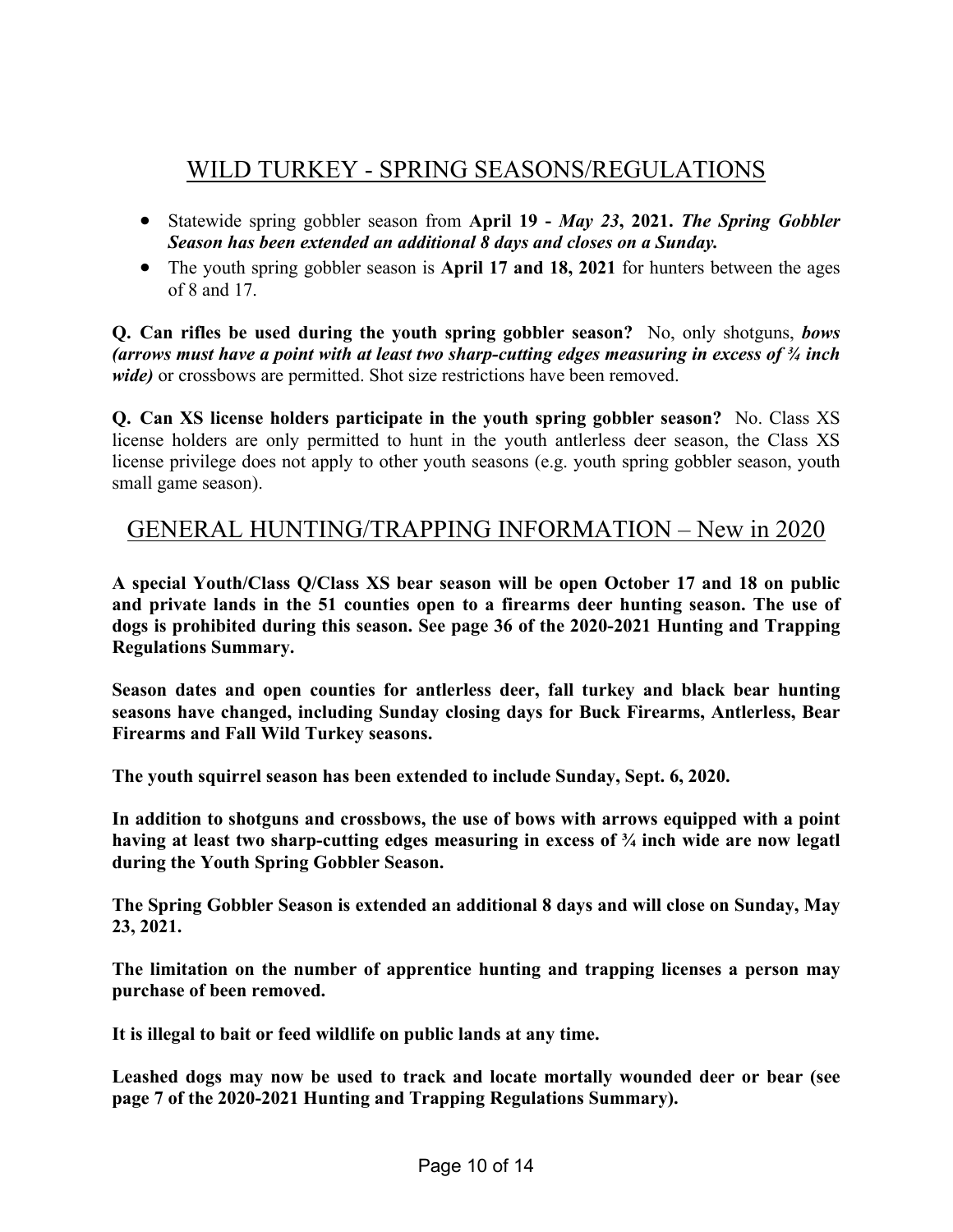## WILD TURKEY - SPRING SEASONS/REGULATIONS

- Statewide spring gobbler season from **April 19 -** ***May 23*****, 2021.** ***The Spring Gobbler Season has been extended an additional 8 days and closes on a Sunday.***
- The youth spring gobbler season is **April 17 and 18, 2021** for hunters between the ages of 8 and 17.

**Q. Can rifles be used during the youth spring gobbler season?** No, only shotguns, ***bows (arrows must have a point with at least two sharp-cutting edges measuring in excess of ¾ inch wide)*** or crossbows are permitted. Shot size restrictions have been removed.

**Q. Can XS license holders participate in the youth spring gobbler season?** No. Class XS license holders are only permitted to hunt in the youth antlerless deer season, the Class XS license privilege does not apply to other youth seasons (e.g. youth spring gobbler season, youth small game season).

## GENERAL HUNTING/TRAPPING INFORMATION – New in 2020

**A special Youth/Class Q/Class XS bear season will be open October 17 and 18 on public and private lands in the 51 counties open to a firearms deer hunting season. The use of dogs is prohibited during this season. See page 36 of the 2020-2021 Hunting and Trapping Regulations Summary.**

**Season dates and open counties for antlerless deer, fall turkey and black bear hunting seasons have changed, including Sunday closing days for Buck Firearms, Antlerless, Bear Firearms and Fall Wild Turkey seasons.**

**The youth squirrel season has been extended to include Sunday, Sept. 6, 2020.**

**In addition to shotguns and crossbows, the use of bows with arrows equipped with a point having at least two sharp-cutting edges measuring in excess of ¾ inch wide are now legatl during the Youth Spring Gobbler Season.**

**The Spring Gobbler Season is extended an additional 8 days and will close on Sunday, May 23, 2021.**

**The limitation on the number of apprentice hunting and trapping licenses a person may purchase of been removed.**

**It is illegal to bait or feed wildlife on public lands at any time.**

**Leashed dogs may now be used to track and locate mortally wounded deer or bear (see page 7 of the 2020-2021 Hunting and Trapping Regulations Summary).**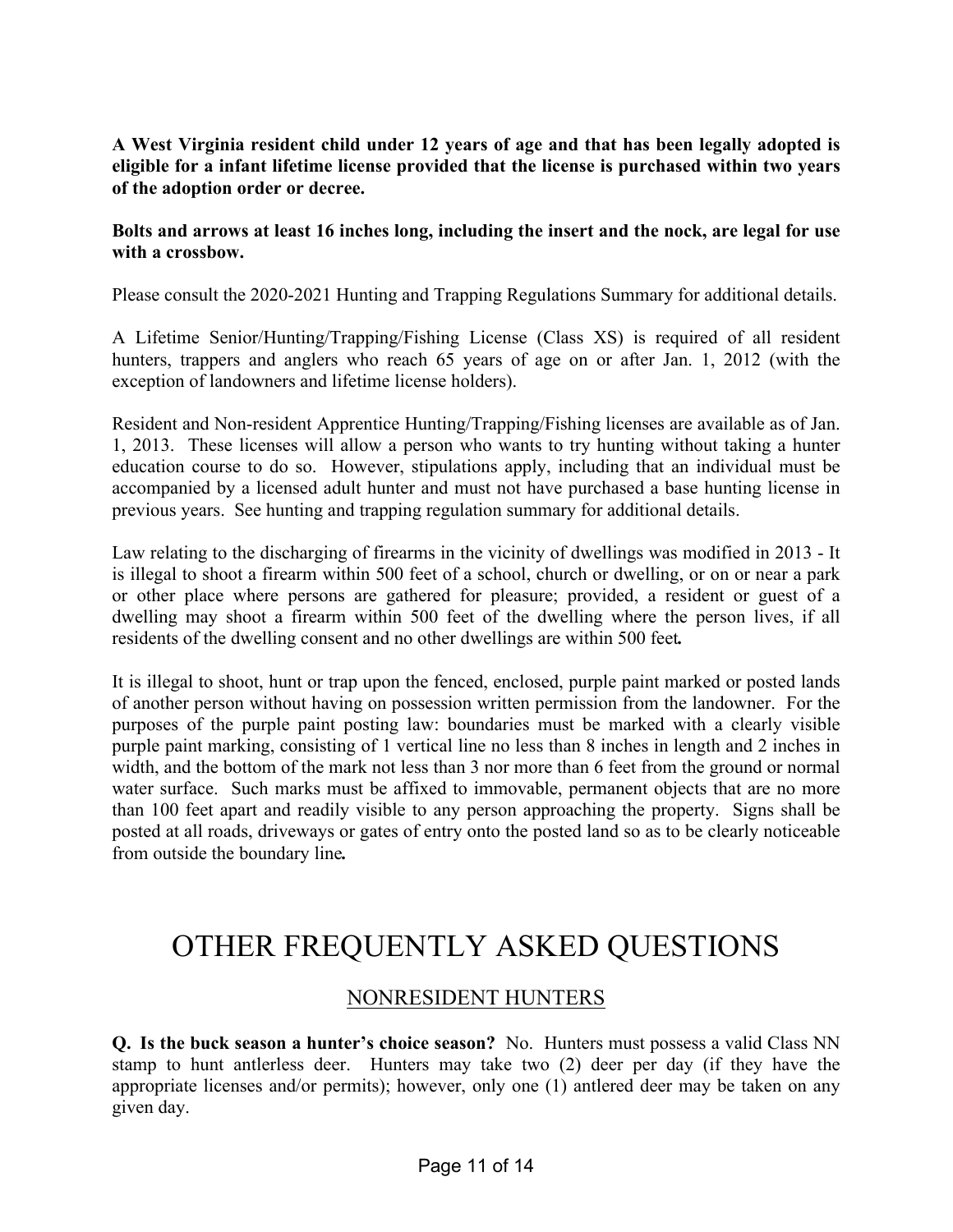**A West Virginia resident child under 12 years of age and that has been legally adopted is eligible for a infant lifetime license provided that the license is purchased within two years of the adoption order or decree.**

**Bolts and arrows at least 16 inches long, including the insert and the nock, are legal for use with a crossbow.**

Please consult the 2020-2021 Hunting and Trapping Regulations Summary for additional details.

A Lifetime Senior/Hunting/Trapping/Fishing License (Class XS) is required of all resident hunters, trappers and anglers who reach 65 years of age on or after Jan. 1, 2012 (with the exception of landowners and lifetime license holders).

Resident and Non-resident Apprentice Hunting/Trapping/Fishing licenses are available as of Jan. 1, 2013. These licenses will allow a person who wants to try hunting without taking a hunter education course to do so. However, stipulations apply, including that an individual must be accompanied by a licensed adult hunter and must not have purchased a base hunting license in previous years. See hunting and trapping regulation summary for additional details.

Law relating to the discharging of firearms in the vicinity of dwellings was modified in 2013 - It is illegal to shoot a firearm within 500 feet of a school, church or dwelling, or on or near a park or other place where persons are gathered for pleasure; provided, a resident or guest of a dwelling may shoot a firearm within 500 feet of the dwelling where the person lives, if all residents of the dwelling consent and no other dwellings are within 500 feet***.***

It is illegal to shoot, hunt or trap upon the fenced, enclosed, purple paint marked or posted lands of another person without having on possession written permission from the landowner. For the purposes of the purple paint posting law: boundaries must be marked with a clearly visible purple paint marking, consisting of 1 vertical line no less than 8 inches in length and 2 inches in width, and the bottom of the mark not less than 3 nor more than 6 feet from the ground or normal water surface. Such marks must be affixed to immovable, permanent objects that are no more than 100 feet apart and readily visible to any person approaching the property. Signs shall be posted at all roads, driveways or gates of entry onto the posted land so as to be clearly noticeable from outside the boundary line***.***

# OTHER FREQUENTLY ASKED QUESTIONS

## NONRESIDENT HUNTERS

**Q. Is the buck season a hunter's choice season?** No. Hunters must possess a valid Class NN stamp to hunt antlerless deer. Hunters may take two (2) deer per day (if they have the appropriate licenses and/or permits); however, only one (1) antlered deer may be taken on any given day.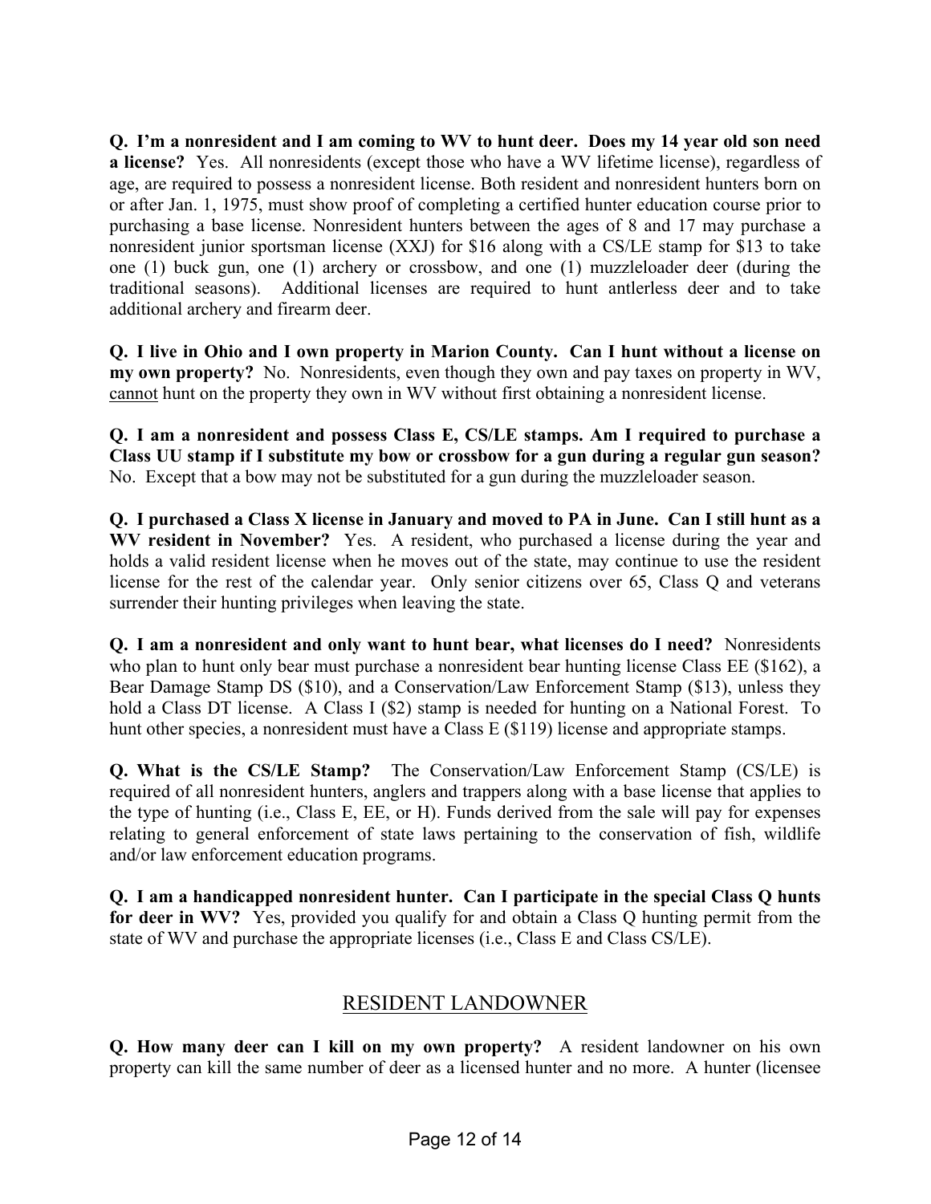**Q. I'm a nonresident and I am coming to WV to hunt deer. Does my 14 year old son need a license?** Yes. All nonresidents (except those who have a WV lifetime license), regardless of age, are required to possess a nonresident license. Both resident and nonresident hunters born on or after Jan. 1, 1975, must show proof of completing a certified hunter education course prior to purchasing a base license. Nonresident hunters between the ages of 8 and 17 may purchase a nonresident junior sportsman license (XXJ) for $16 along with a CS/LE stamp for $13 to take one (1) buck gun, one (1) archery or crossbow, and one (1) muzzleloader deer (during the traditional seasons). Additional licenses are required to hunt antlerless deer and to take additional archery and firearm deer.

**Q. I live in Ohio and I own property in Marion County. Can I hunt without a license on my own property?** No. Nonresidents, even though they own and pay taxes on property in WV, <u>cannot</u> hunt on the property they own in WV without first obtaining a nonresident license.

**Q. I am a nonresident and possess Class E, CS/LE stamps. Am I required to purchase a Class UU stamp if I substitute my bow or crossbow for a gun during a regular gun season?** No. Except that a bow may not be substituted for a gun during the muzzleloader season.

**Q. I purchased a Class X license in January and moved to PA in June. Can I still hunt as a WV resident in November?** Yes. A resident, who purchased a license during the year and holds a valid resident license when he moves out of the state, may continue to use the resident license for the rest of the calendar year. Only senior citizens over 65, Class Q and veterans surrender their hunting privileges when leaving the state.

**Q. I am a nonresident and only want to hunt bear, what licenses do I need?** Nonresidents who plan to hunt only bear must purchase a nonresident bear hunting license Class EE ($162), a Bear Damage Stamp DS ($10), and a Conservation/Law Enforcement Stamp ($13), unless they hold a Class DT license. A Class I ($2) stamp is needed for hunting on a National Forest. To hunt other species, a nonresident must have a Class E ($119) license and appropriate stamps.

**Q. What is the CS/LE Stamp?** The Conservation/Law Enforcement Stamp (CS/LE) is required of all nonresident hunters, anglers and trappers along with a base license that applies to the type of hunting (i.e., Class E, EE, or H). Funds derived from the sale will pay for expenses relating to general enforcement of state laws pertaining to the conservation of fish, wildlife and/or law enforcement education programs.

**Q. I am a handicapped nonresident hunter. Can I participate in the special Class Q hunts for deer in WV?** Yes, provided you qualify for and obtain a Class Q hunting permit from the state of WV and purchase the appropriate licenses (i.e., Class E and Class CS/LE).

## RESIDENT LANDOWNER

**Q. How many deer can I kill on my own property?** A resident landowner on his own property can kill the same number of deer as a licensed hunter and no more. A hunter (licensee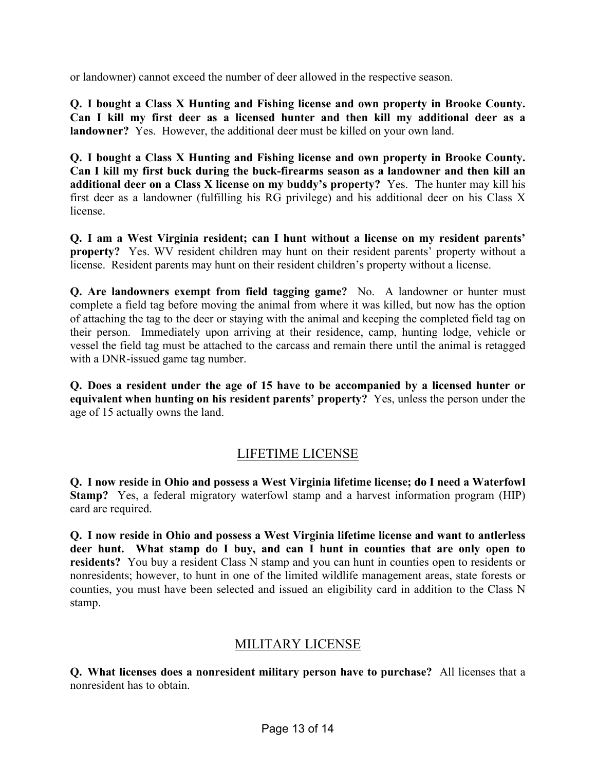or landowner) cannot exceed the number of deer allowed in the respective season.

**Q. I bought a Class X Hunting and Fishing license and own property in Brooke County. Can I kill my first deer as a licensed hunter and then kill my additional deer as a landowner?** Yes. However, the additional deer must be killed on your own land.

**Q. I bought a Class X Hunting and Fishing license and own property in Brooke County. Can I kill my first buck during the buck-firearms season as a landowner and then kill an additional deer on a Class X license on my buddy's property?** Yes. The hunter may kill his first deer as a landowner (fulfilling his RG privilege) and his additional deer on his Class X license.

**Q. I am a West Virginia resident; can I hunt without a license on my resident parents' property?** Yes. WV resident children may hunt on their resident parents' property without a license. Resident parents may hunt on their resident children's property without a license.

**Q. Are landowners exempt from field tagging game?** No. A landowner or hunter must complete a field tag before moving the animal from where it was killed, but now has the option of attaching the tag to the deer or staying with the animal and keeping the completed field tag on their person. Immediately upon arriving at their residence, camp, hunting lodge, vehicle or vessel the field tag must be attached to the carcass and remain there until the animal is retagged with a DNR-issued game tag number.

**Q. Does a resident under the age of 15 have to be accompanied by a licensed hunter or equivalent when hunting on his resident parents' property?** Yes, unless the person under the age of 15 actually owns the land.

## LIFETIME LICENSE

**Q. I now reside in Ohio and possess a West Virginia lifetime license; do I need a Waterfowl Stamp?** Yes, a federal migratory waterfowl stamp and a harvest information program (HIP) card are required.

**Q. I now reside in Ohio and possess a West Virginia lifetime license and want to antlerless deer hunt. What stamp do I buy, and can I hunt in counties that are only open to residents?** You buy a resident Class N stamp and you can hunt in counties open to residents or nonresidents; however, to hunt in one of the limited wildlife management areas, state forests or counties, you must have been selected and issued an eligibility card in addition to the Class N stamp.

## MILITARY LICENSE

**Q. What licenses does a nonresident military person have to purchase?** All licenses that a nonresident has to obtain.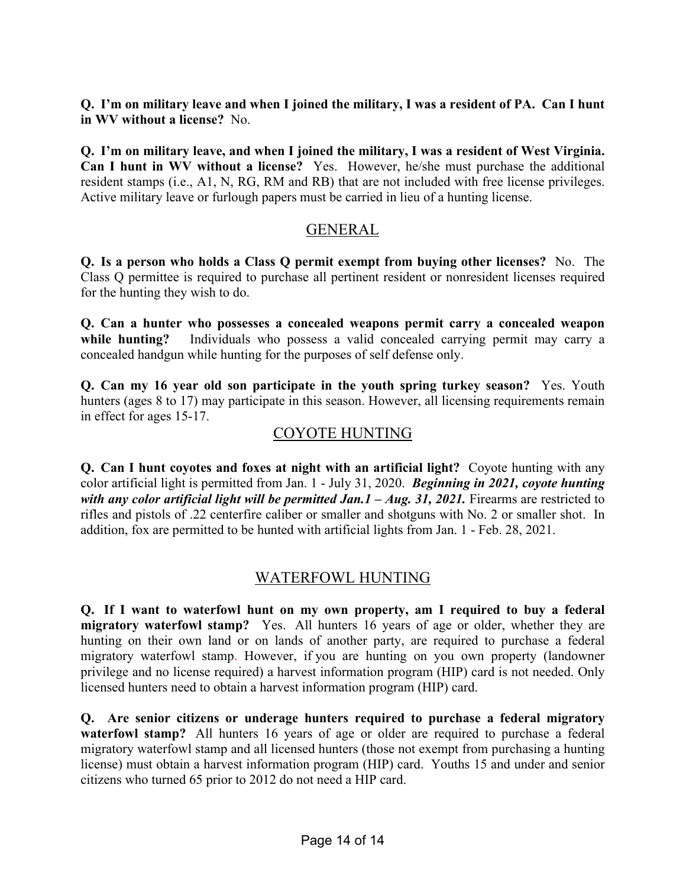**Q. I'm on military leave and when I joined the military, I was a resident of PA. Can I hunt in WV without a license?** No.

**Q. I'm on military leave, and when I joined the military, I was a resident of West Virginia. Can I hunt in WV without a license?** Yes. However, he/she must purchase the additional resident stamps (i.e., A1, N, RG, RM and RB) that are not included with free license privileges. Active military leave or furlough papers must be carried in lieu of a hunting license.

## GENERAL

**Q. Is a person who holds a Class Q permit exempt from buying other licenses?** No. The Class Q permittee is required to purchase all pertinent resident or nonresident licenses required for the hunting they wish to do.

**Q. Can a hunter who possesses a concealed weapons permit carry a concealed weapon while hunting?** Individuals who possess a valid concealed carrying permit may carry a concealed handgun while hunting for the purposes of self defense only.

**Q. Can my 16 year old son participate in the youth spring turkey season?** Yes. Youth hunters (ages 8 to 17) may participate in this season. However, all licensing requirements remain in effect for ages 15-17.

## COYOTE HUNTING

**Q. Can I hunt coyotes and foxes at night with an artificial light?** Coyote hunting with any color artificial light is permitted from Jan. 1 - July 31, 2020. ***Beginning in 2021, coyote hunting with any color artificial light will be permitted Jan.1 – Aug. 31, 2021.*** Firearms are restricted to rifles and pistols of .22 centerfire caliber or smaller and shotguns with No. 2 or smaller shot. In addition, fox are permitted to be hunted with artificial lights from Jan. 1 - Feb. 28, 2021.

## WATERFOWL HUNTING

**Q. If I want to waterfowl hunt on my own property, am I required to buy a federal migratory waterfowl stamp?** Yes. All hunters 16 years of age or older, whether they are hunting on their own land or on lands of another party, are required to purchase a federal migratory waterfowl stamp. However, if you are hunting on you own property (landowner privilege and no license required) a harvest information program (HIP) card is not needed. Only licensed hunters need to obtain a harvest information program (HIP) card.

**Q. Are senior citizens or underage hunters required to purchase a federal migratory waterfowl stamp?** All hunters 16 years of age or older are required to purchase a federal migratory waterfowl stamp and all licensed hunters (those not exempt from purchasing a hunting license) must obtain a harvest information program (HIP) card. Youths 15 and under and senior citizens who turned 65 prior to 2012 do not need a HIP card.